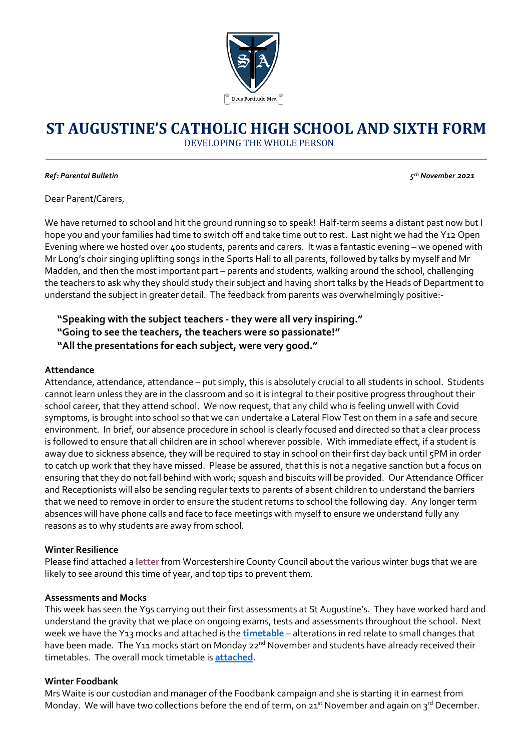# ST AUGUSTINE'S CATHOLIC HIGH SCHOOL AND SIXTH FORM

DEVELOPING THE WHOLE PERSON

***Ref: Parental Bulletin*** ***5th November 2021***

Dear Parent/Carers,

We have returned to school and hit the ground running so to speak! Half-term seems a distant past now but I hope you and your families had time to switch off and take time out to rest. Last night we had the Y12 Open Evening where we hosted over 400 students, parents and carers. It was a fantastic evening – we opened with Mr Long's choir singing uplifting songs in the Sports Hall to all parents, followed by talks by myself and Mr Madden, and then the most important part – parents and students, walking around the school, challenging the teachers to ask why they should study their subject and having short talks by the Heads of Department to understand the subject in greater detail. The feedback from parents was overwhelmingly positive:-

> **"Speaking with the subject teachers - they were all very inspiring."**
> **"Going to see the teachers, the teachers were so passionate!"**
> **"All the presentations for each subject, were very good."**

**Attendance**

Attendance, attendance, attendance – put simply, this is absolutely crucial to all students in school. Students cannot learn unless they are in the classroom and so it is integral to their positive progress throughout their school career, that they attend school. We now request, that any child who is feeling unwell with Covid symptoms, is brought into school so that we can undertake a Lateral Flow Test on them in a safe and secure environment. In brief, our absence procedure in school is clearly focused and directed so that a clear process is followed to ensure that all children are in school wherever possible. With immediate effect, if a student is away due to sickness absence, they will be required to stay in school on their first day back until 5PM in order to catch up work that they have missed. Please be assured, that this is not a negative sanction but a focus on ensuring that they do not fall behind with work; squash and biscuits will be provided. Our Attendance Officer and Receptionists will also be sending regular texts to parents of absent children to understand the barriers that we need to remove in order to ensure the student returns to school the following day. Any longer term absences will have phone calls and face to face meetings with myself to ensure we understand fully any reasons as to why students are away from school.

**Winter Resilience**

Please find attached a **letter** from Worcestershire County Council about the various winter bugs that we are likely to see around this time of year, and top tips to prevent them.

**Assessments and Mocks**

This week has seen the Y9s carrying out their first assessments at St Augustine's. They have worked hard and understand the gravity that we place on ongoing exams, tests and assessments throughout the school. Next week we have the Y13 mocks and attached is the **timetable** – alterations in red relate to small changes that have been made. The Y11 mocks start on Monday 22nd November and students have already received their timetables. The overall mock timetable is **attached**.

**Winter Foodbank**

Mrs Waite is our custodian and manager of the Foodbank campaign and she is starting it in earnest from Monday. We will have two collections before the end of term, on 21st November and again on 3rd December.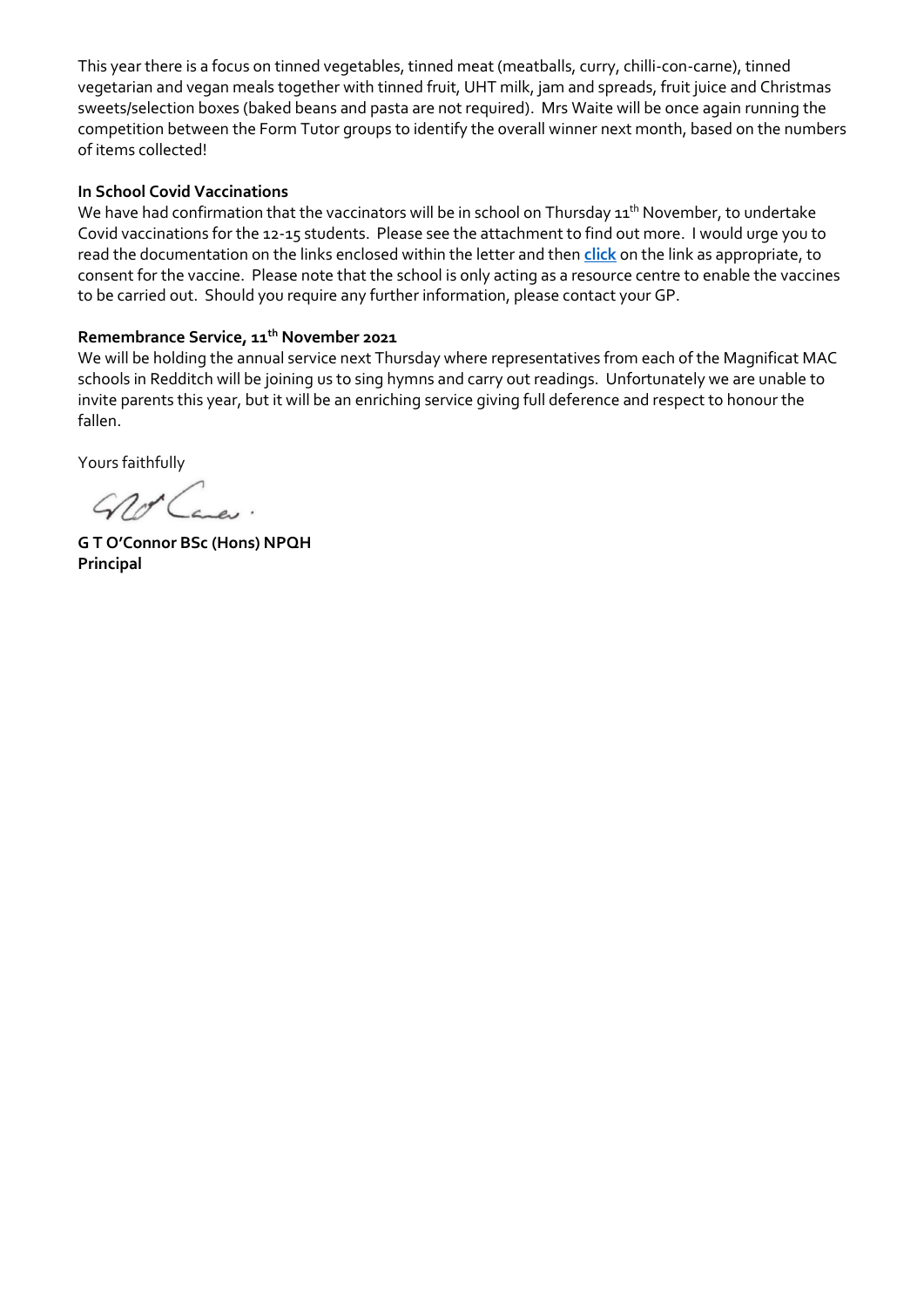This year there is a focus on tinned vegetables, tinned meat (meatballs, curry, chilli-con-carne), tinned vegetarian and vegan meals together with tinned fruit, UHT milk, jam and spreads, fruit juice and Christmas sweets/selection boxes (baked beans and pasta are not required). Mrs Waite will be once again running the competition between the Form Tutor groups to identify the overall winner next month, based on the numbers of items collected!

**In School Covid Vaccinations**

We have had confirmation that the vaccinators will be in school on Thursday 11th November, to undertake Covid vaccinations for the 12-15 students. Please see the attachment to find out more. I would urge you to read the documentation on the links enclosed within the letter and then **click** on the link as appropriate, to consent for the vaccine. Please note that the school is only acting as a resource centre to enable the vaccines to be carried out. Should you require any further information, please contact your GP.

**Remembrance Service, 11th November 2021**

We will be holding the annual service next Thursday where representatives from each of the Magnificat MAC schools in Redditch will be joining us to sing hymns and carry out readings. Unfortunately we are unable to invite parents this year, but it will be an enriching service giving full deference and respect to honour the fallen.

Yours faithfully

**G T O'Connor BSc (Hons) NPQH**
**Principal**